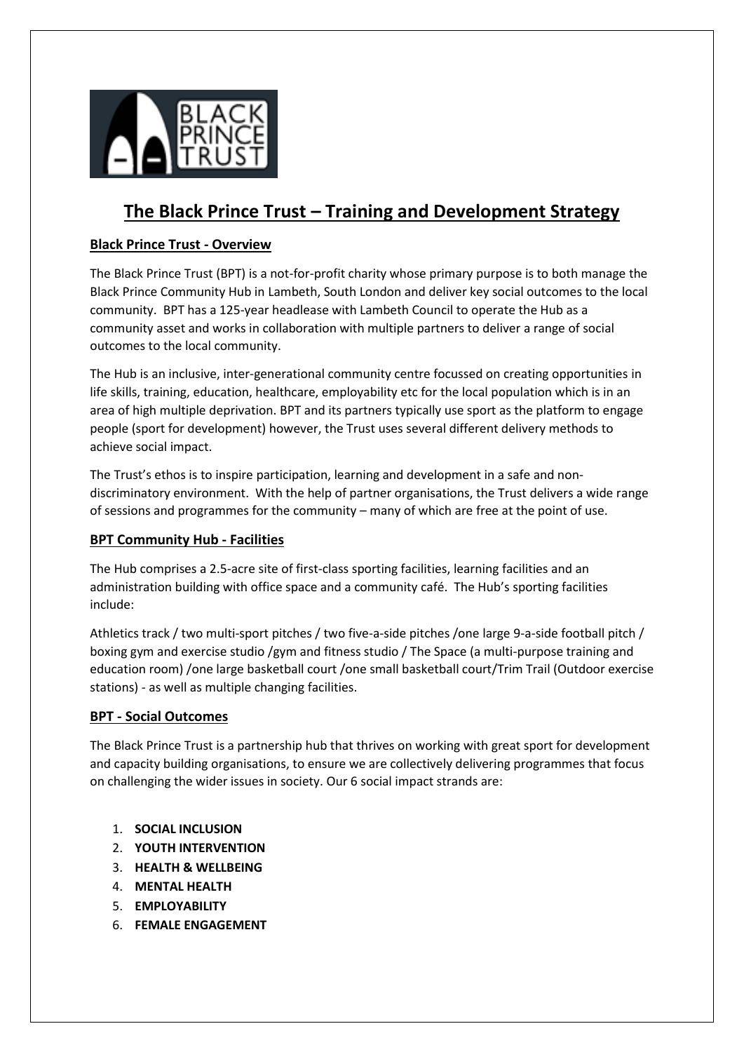# The Black Prince Trust – Training and Development Strategy

## Black Prince Trust - Overview

The Black Prince Trust (BPT) is a not-for-profit charity whose primary purpose is to both manage the Black Prince Community Hub in Lambeth, South London and deliver key social outcomes to the local community. BPT has a 125-year headlease with Lambeth Council to operate the Hub as a community asset and works in collaboration with multiple partners to deliver a range of social outcomes to the local community.

The Hub is an inclusive, inter-generational community centre focussed on creating opportunities in life skills, training, education, healthcare, employability etc for the local population which is in an area of high multiple deprivation. BPT and its partners typically use sport as the platform to engage people (sport for development) however, the Trust uses several different delivery methods to achieve social impact.

The Trust's ethos is to inspire participation, learning and development in a safe and non-discriminatory environment. With the help of partner organisations, the Trust delivers a wide range of sessions and programmes for the community – many of which are free at the point of use.

## BPT Community Hub - Facilities

The Hub comprises a 2.5-acre site of first-class sporting facilities, learning facilities and an administration building with office space and a community café. The Hub's sporting facilities include:

Athletics track / two multi-sport pitches / two five-a-side pitches /one large 9-a-side football pitch / boxing gym and exercise studio /gym and fitness studio / The Space (a multi-purpose training and education room) /one large basketball court /one small basketball court/Trim Trail (Outdoor exercise stations) - as well as multiple changing facilities.

## BPT - Social Outcomes

The Black Prince Trust is a partnership hub that thrives on working with great sport for development and capacity building organisations, to ensure we are collectively delivering programmes that focus on challenging the wider issues in society. Our 6 social impact strands are:

1. **SOCIAL INCLUSION**
2. **YOUTH INTERVENTION**
3. **HEALTH & WELLBEING**
4. **MENTAL HEALTH**
5. **EMPLOYABILITY**
6. **FEMALE ENGAGEMENT**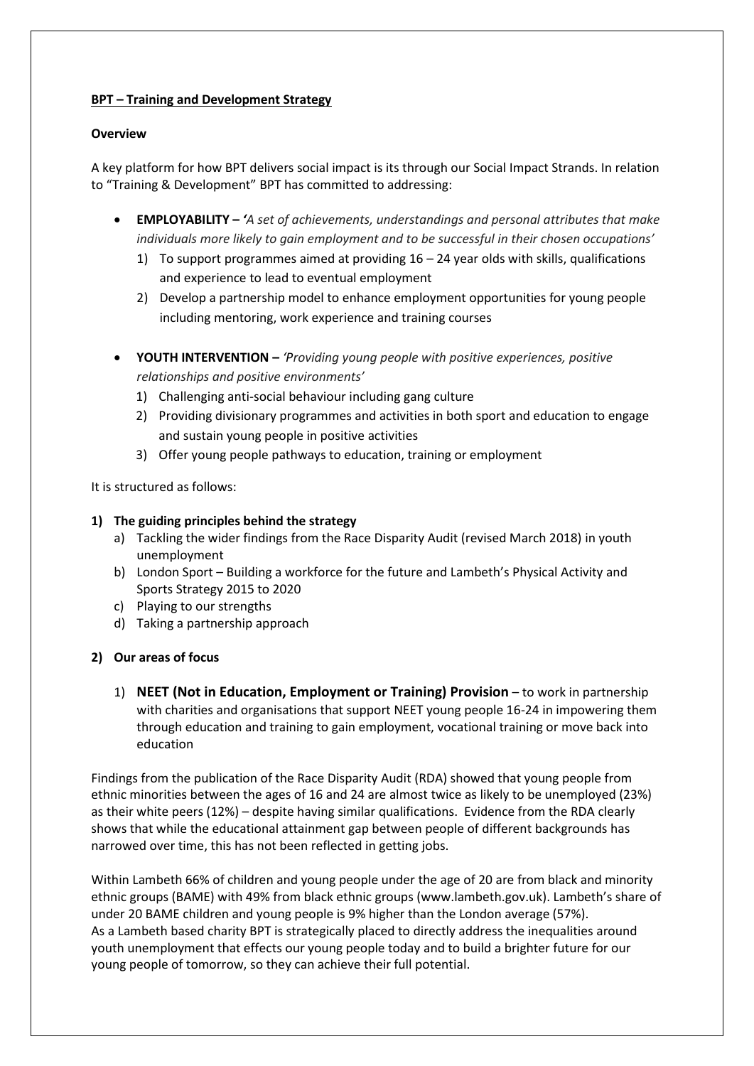**BPT – Training and Development Strategy**

**Overview**

A key platform for how BPT delivers social impact is its through our Social Impact Strands. In relation to "Training & Development" BPT has committed to addressing:

- **EMPLOYABILITY –** *'A set of achievements, understandings and personal attributes that make individuals more likely to gain employment and to be successful in their chosen occupations'*
  1) To support programmes aimed at providing 16 – 24 year olds with skills, qualifications and experience to lead to eventual employment
  2) Develop a partnership model to enhance employment opportunities for young people including mentoring, work experience and training courses

- **YOUTH INTERVENTION –** *'Providing young people with positive experiences, positive relationships and positive environments'*
  1) Challenging anti-social behaviour including gang culture
  2) Providing divisionary programmes and activities in both sport and education to engage and sustain young people in positive activities
  3) Offer young people pathways to education, training or employment

It is structured as follows:

**1) The guiding principles behind the strategy**

a) Tackling the wider findings from the Race Disparity Audit (revised March 2018) in youth unemployment
b) London Sport – Building a workforce for the future and Lambeth's Physical Activity and Sports Strategy 2015 to 2020
c) Playing to our strengths
d) Taking a partnership approach

**2) Our areas of focus**

1) **NEET (Not in Education, Employment or Training) Provision** – to work in partnership with charities and organisations that support NEET young people 16-24 in impowering them through education and training to gain employment, vocational training or move back into education

Findings from the publication of the Race Disparity Audit (RDA) showed that young people from ethnic minorities between the ages of 16 and 24 are almost twice as likely to be unemployed (23%) as their white peers (12%) – despite having similar qualifications. Evidence from the RDA clearly shows that while the educational attainment gap between people of different backgrounds has narrowed over time, this has not been reflected in getting jobs.

Within Lambeth 66% of children and young people under the age of 20 are from black and minority ethnic groups (BAME) with 49% from black ethnic groups (www.lambeth.gov.uk). Lambeth's share of under 20 BAME children and young people is 9% higher than the London average (57%).
As a Lambeth based charity BPT is strategically placed to directly address the inequalities around youth unemployment that effects our young people today and to build a brighter future for our young people of tomorrow, so they can achieve their full potential.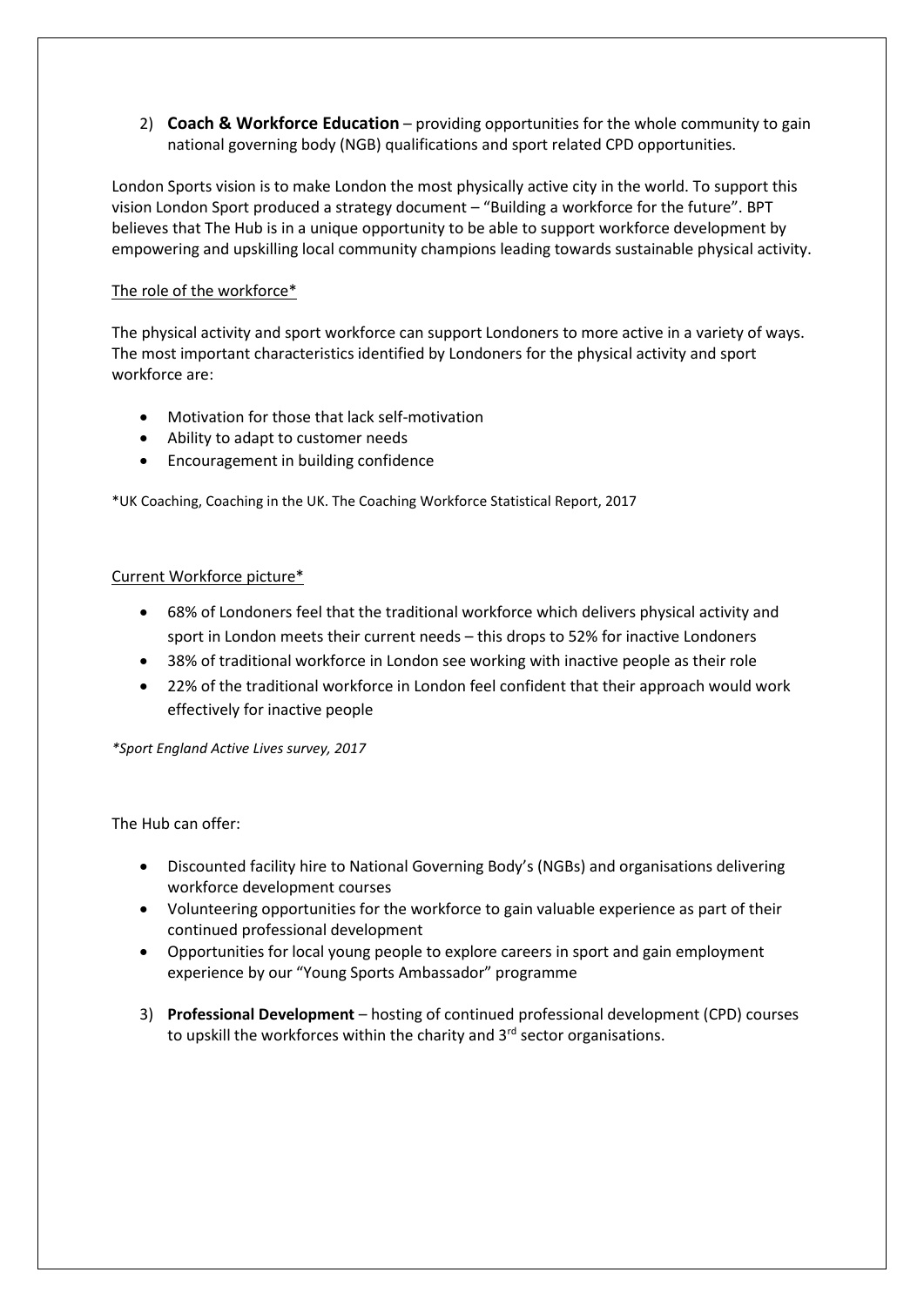2) **Coach & Workforce Education** – providing opportunities for the whole community to gain national governing body (NGB) qualifications and sport related CPD opportunities.

London Sports vision is to make London the most physically active city in the world. To support this vision London Sport produced a strategy document – "Building a workforce for the future". BPT believes that The Hub is in a unique opportunity to be able to support workforce development by empowering and upskilling local community champions leading towards sustainable physical activity.

<u>The role of the workforce*</u>

The physical activity and sport workforce can support Londoners to more active in a variety of ways. The most important characteristics identified by Londoners for the physical activity and sport workforce are:

- Motivation for those that lack self-motivation
- Ability to adapt to customer needs
- Encouragement in building confidence

*UK Coaching, Coaching in the UK. The Coaching Workforce Statistical Report, 2017

<u>Current Workforce picture*</u>

- 68% of Londoners feel that the traditional workforce which delivers physical activity and sport in London meets their current needs – this drops to 52% for inactive Londoners
- 38% of traditional workforce in London see working with inactive people as their role
- 22% of the traditional workforce in London feel confident that their approach would work effectively for inactive people

*\*Sport England Active Lives survey, 2017*

The Hub can offer:

- Discounted facility hire to National Governing Body's (NGBs) and organisations delivering workforce development courses
- Volunteering opportunities for the workforce to gain valuable experience as part of their continued professional development
- Opportunities for local young people to explore careers in sport and gain employment experience by our "Young Sports Ambassador" programme

3) **Professional Development** – hosting of continued professional development (CPD) courses to upskill the workforces within the charity and 3rd sector organisations.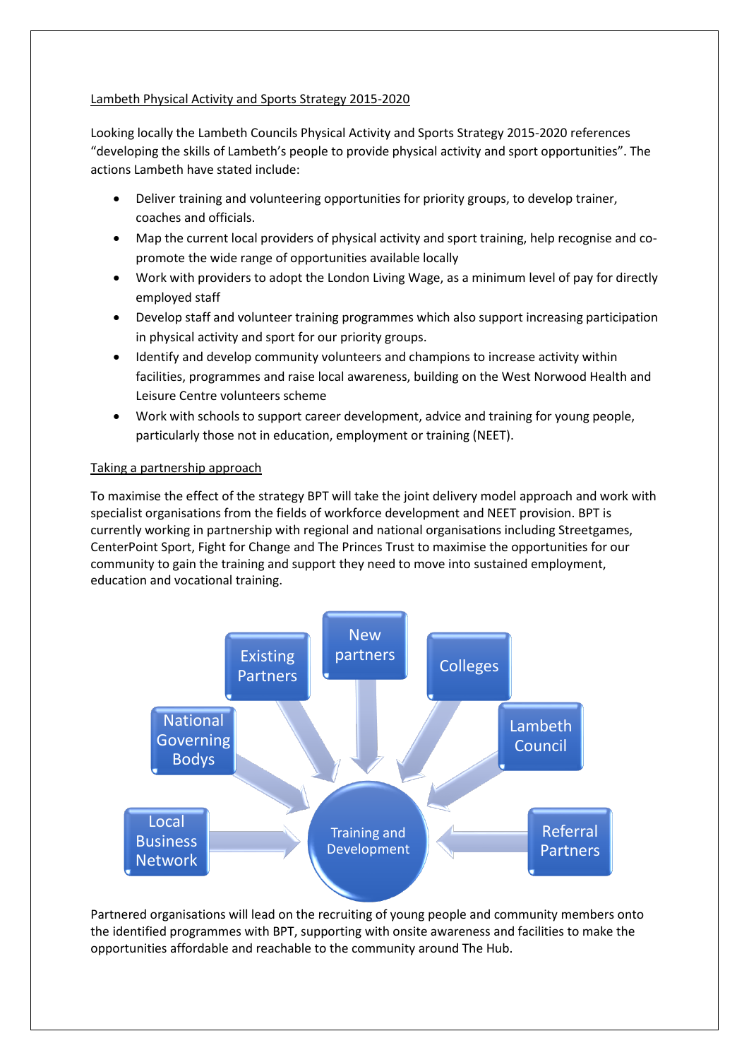Lambeth Physical Activity and Sports Strategy 2015-2020

Looking locally the Lambeth Councils Physical Activity and Sports Strategy 2015-2020 references "developing the skills of Lambeth's people to provide physical activity and sport opportunities". The actions Lambeth have stated include:

- Deliver training and volunteering opportunities for priority groups, to develop trainer, coaches and officials.
- Map the current local providers of physical activity and sport training, help recognise and co-promote the wide range of opportunities available locally
- Work with providers to adopt the London Living Wage, as a minimum level of pay for directly employed staff
- Develop staff and volunteer training programmes which also support increasing participation in physical activity and sport for our priority groups.
- Identify and develop community volunteers and champions to increase activity within facilities, programmes and raise local awareness, building on the West Norwood Health and Leisure Centre volunteers scheme
- Work with schools to support career development, advice and training for young people, particularly those not in education, employment or training (NEET).

Taking a partnership approach

To maximise the effect of the strategy BPT will take the joint delivery model approach and work with specialist organisations from the fields of workforce development and NEET provision. BPT is currently working in partnership with regional and national organisations including Streetgames, CenterPoint Sport, Fight for Change and The Princes Trust to maximise the opportunities for our community to gain the training and support they need to move into sustained employment, education and vocational training.

Existing Partners
New partners
Colleges
National Governing Bodys
Lambeth Council
Local Business Network
Training and Development
Referral Partners

Partnered organisations will lead on the recruiting of young people and community members onto the identified programmes with BPT, supporting with onsite awareness and facilities to make the opportunities affordable and reachable to the community around The Hub.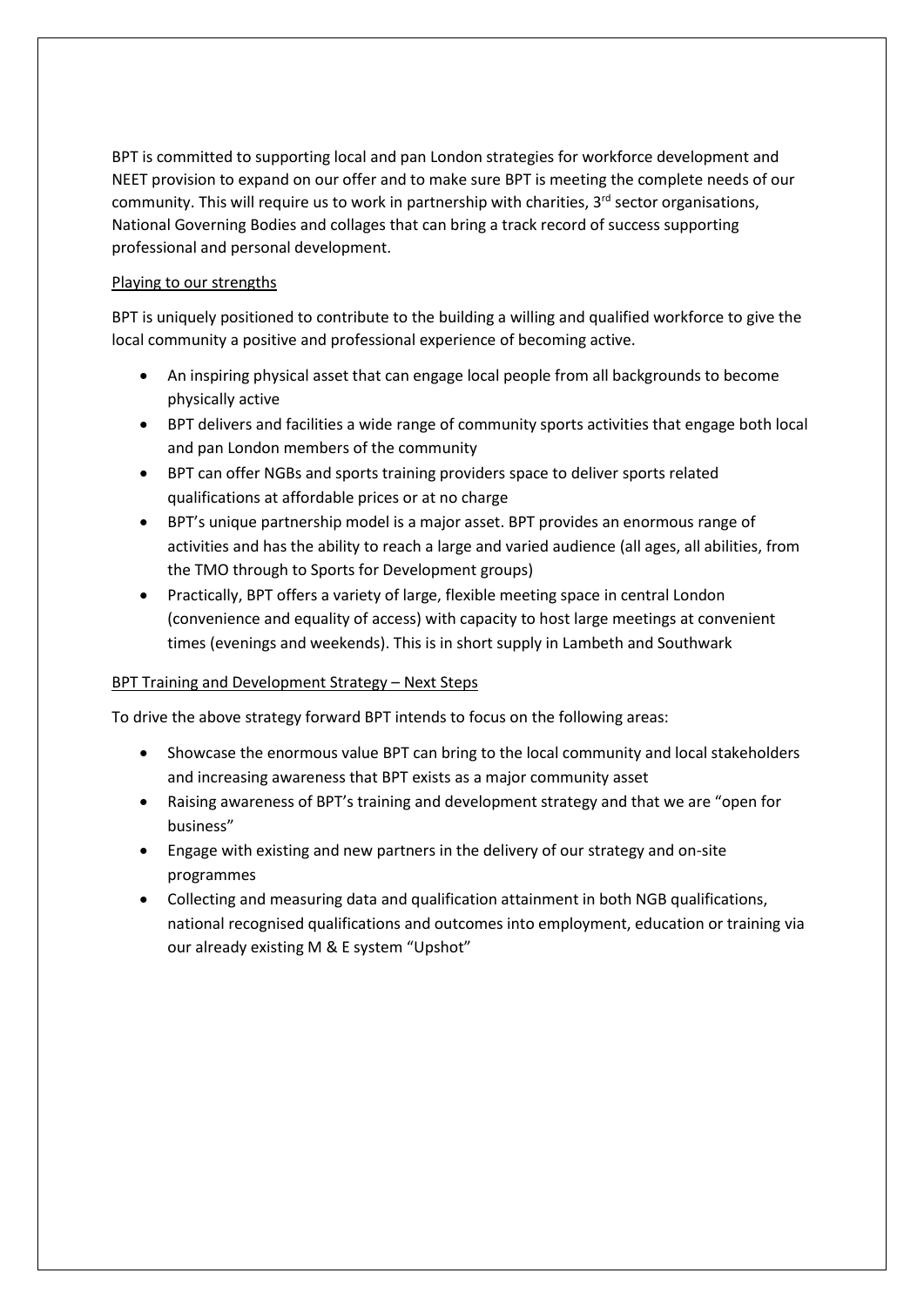BPT is committed to supporting local and pan London strategies for workforce development and NEET provision to expand on our offer and to make sure BPT is meeting the complete needs of our community. This will require us to work in partnership with charities, 3rd sector organisations, National Governing Bodies and collages that can bring a track record of success supporting professional and personal development.

<u>Playing to our strengths</u>

BPT is uniquely positioned to contribute to the building a willing and qualified workforce to give the local community a positive and professional experience of becoming active.

- An inspiring physical asset that can engage local people from all backgrounds to become physically active
- BPT delivers and facilities a wide range of community sports activities that engage both local and pan London members of the community
- BPT can offer NGBs and sports training providers space to deliver sports related qualifications at affordable prices or at no charge
- BPT's unique partnership model is a major asset. BPT provides an enormous range of activities and has the ability to reach a large and varied audience (all ages, all abilities, from the TMO through to Sports for Development groups)
- Practically, BPT offers a variety of large, flexible meeting space in central London (convenience and equality of access) with capacity to host large meetings at convenient times (evenings and weekends). This is in short supply in Lambeth and Southwark

<u>BPT Training and Development Strategy – Next Steps</u>

To drive the above strategy forward BPT intends to focus on the following areas:

- Showcase the enormous value BPT can bring to the local community and local stakeholders and increasing awareness that BPT exists as a major community asset
- Raising awareness of BPT's training and development strategy and that we are "open for business"
- Engage with existing and new partners in the delivery of our strategy and on-site programmes
- Collecting and measuring data and qualification attainment in both NGB qualifications, national recognised qualifications and outcomes into employment, education or training via our already existing M & E system "Upshot"